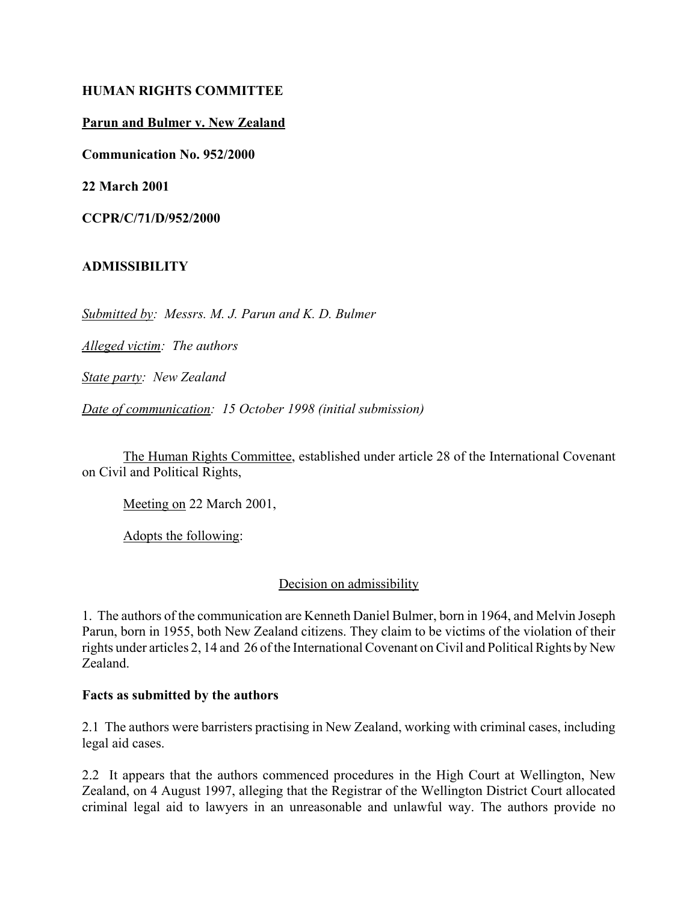**HUMAN RIGHTS COMMITTEE**

**Parun and Bulmer v. New Zealand**

**Communication No. 952/2000**

**22 March 2001**

**CCPR/C/71/D/952/2000**

**ADMISSIBILITY**

*Submitted by: Messrs. M. J. Parun and K. D. Bulmer*

*Alleged victim: The authors*

*State party: New Zealand*

*Date of communication: 15 October 1998 (initial submission)*

The Human Rights Committee, established under article 28 of the International Covenant on Civil and Political Rights,

Meeting on 22 March 2001,

Adopts the following:

Decision on admissibility

1. The authors of the communication are Kenneth Daniel Bulmer, born in 1964, and Melvin Joseph Parun, born in 1955, both New Zealand citizens. They claim to be victims of the violation of their rights under articles 2, 14 and 26 of the International Covenant on Civil and Political Rights by New Zealand.

**Facts as submitted by the authors**

2.1 The authors were barristers practising in New Zealand, working with criminal cases, including legal aid cases.

2.2 It appears that the authors commenced procedures in the High Court at Wellington, New Zealand, on 4 August 1997, alleging that the Registrar of the Wellington District Court allocated criminal legal aid to lawyers in an unreasonable and unlawful way. The authors provide no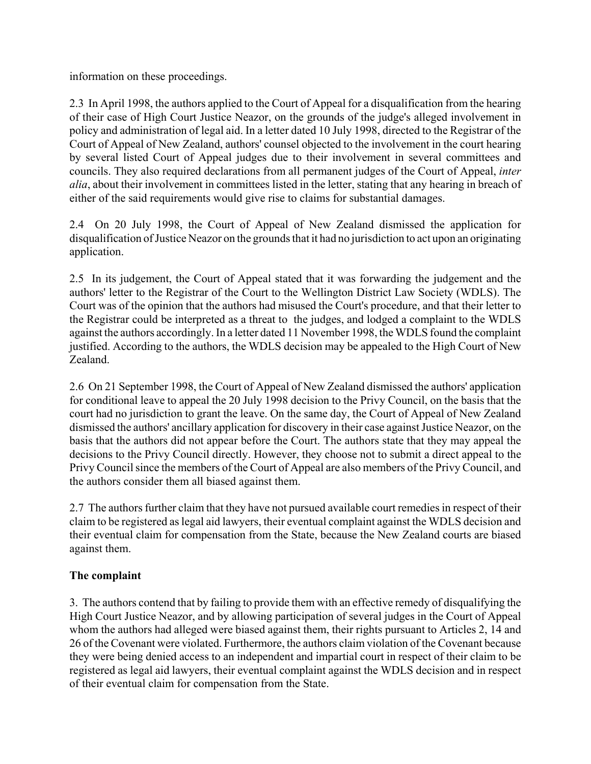information on these proceedings.

2.3 In April 1998, the authors applied to the Court of Appeal for a disqualification from the hearing of their case of High Court Justice Neazor, on the grounds of the judge's alleged involvement in policy and administration of legal aid. In a letter dated 10 July 1998, directed to the Registrar of the Court of Appeal of New Zealand, authors' counsel objected to the involvement in the court hearing by several listed Court of Appeal judges due to their involvement in several committees and councils. They also required declarations from all permanent judges of the Court of Appeal, *inter alia*, about their involvement in committees listed in the letter, stating that any hearing in breach of either of the said requirements would give rise to claims for substantial damages.

2.4 On 20 July 1998, the Court of Appeal of New Zealand dismissed the application for disqualification of Justice Neazor on the grounds that it had no jurisdiction to act upon an originating application.

2.5 In its judgement, the Court of Appeal stated that it was forwarding the judgement and the authors' letter to the Registrar of the Court to the Wellington District Law Society (WDLS). The Court was of the opinion that the authors had misused the Court's procedure, and that their letter to the Registrar could be interpreted as a threat to the judges, and lodged a complaint to the WDLS against the authors accordingly. In a letter dated 11 November 1998, the WDLS found the complaint justified. According to the authors, the WDLS decision may be appealed to the High Court of New Zealand.

2.6 On 21 September 1998, the Court of Appeal of New Zealand dismissed the authors' application for conditional leave to appeal the 20 July 1998 decision to the Privy Council, on the basis that the court had no jurisdiction to grant the leave. On the same day, the Court of Appeal of New Zealand dismissed the authors' ancillary application for discovery in their case against Justice Neazor, on the basis that the authors did not appear before the Court. The authors state that they may appeal the decisions to the Privy Council directly. However, they choose not to submit a direct appeal to the Privy Council since the members of the Court of Appeal are also members of the Privy Council, and the authors consider them all biased against them.

2.7 The authors further claim that they have not pursued available court remedies in respect of their claim to be registered as legal aid lawyers, their eventual complaint against the WDLS decision and their eventual claim for compensation from the State, because the New Zealand courts are biased against them.

## The complaint

3. The authors contend that by failing to provide them with an effective remedy of disqualifying the High Court Justice Neazor, and by allowing participation of several judges in the Court of Appeal whom the authors had alleged were biased against them, their rights pursuant to Articles 2, 14 and 26 of the Covenant were violated. Furthermore, the authors claim violation of the Covenant because they were being denied access to an independent and impartial court in respect of their claim to be registered as legal aid lawyers, their eventual complaint against the WDLS decision and in respect of their eventual claim for compensation from the State.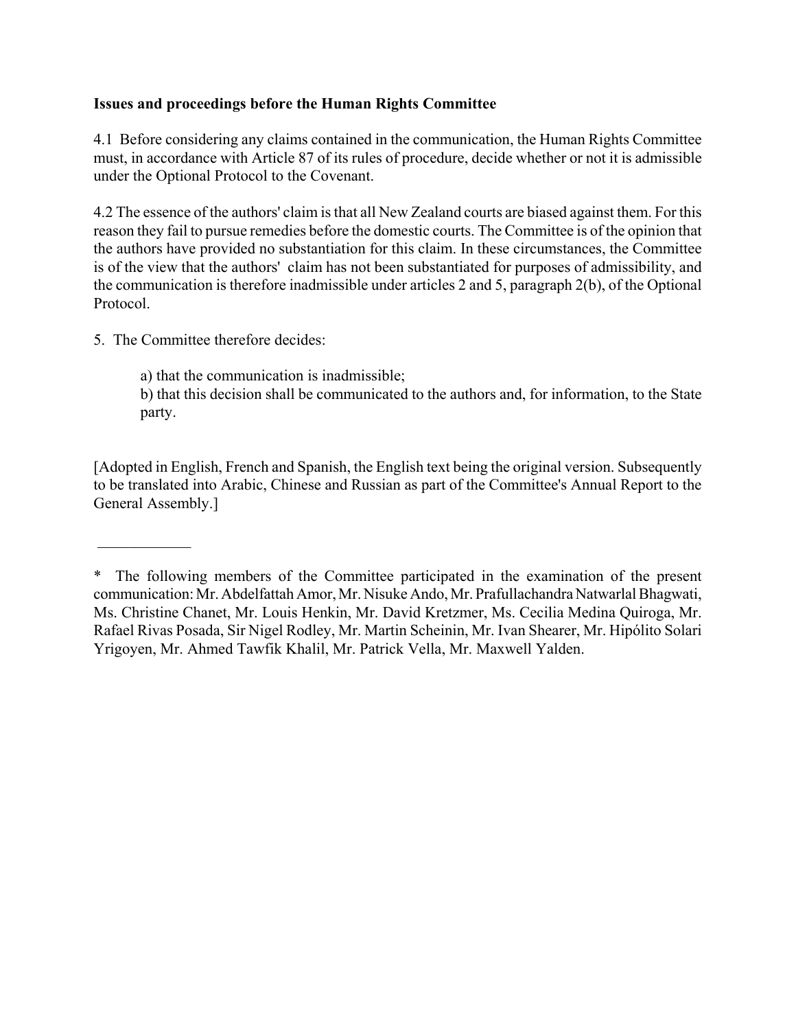**Issues and proceedings before the Human Rights Committee**

4.1 Before considering any claims contained in the communication, the Human Rights Committee must, in accordance with Article 87 of its rules of procedure, decide whether or not it is admissible under the Optional Protocol to the Covenant.

4.2 The essence of the authors' claim is that all New Zealand courts are biased against them. For this reason they fail to pursue remedies before the domestic courts. The Committee is of the opinion that the authors have provided no substantiation for this claim. In these circumstances, the Committee is of the view that the authors' claim has not been substantiated for purposes of admissibility, and the communication is therefore inadmissible under articles 2 and 5, paragraph 2(b), of the Optional Protocol.

5. The Committee therefore decides:

> a) that the communication is inadmissible;
> b) that this decision shall be communicated to the authors and, for information, to the State party.

[Adopted in English, French and Spanish, the English text being the original version. Subsequently to be translated into Arabic, Chinese and Russian as part of the Committee's Annual Report to the General Assembly.]

---

\* The following members of the Committee participated in the examination of the present communication: Mr. Abdelfattah Amor, Mr. Nisuke Ando, Mr. Prafullachandra Natwarlal Bhagwati, Ms. Christine Chanet, Mr. Louis Henkin, Mr. David Kretzmer, Ms. Cecilia Medina Quiroga, Mr. Rafael Rivas Posada, Sir Nigel Rodley, Mr. Martin Scheinin, Mr. Ivan Shearer, Mr. Hipólito Solari Yrigoyen, Mr. Ahmed Tawfik Khalil, Mr. Patrick Vella, Mr. Maxwell Yalden.